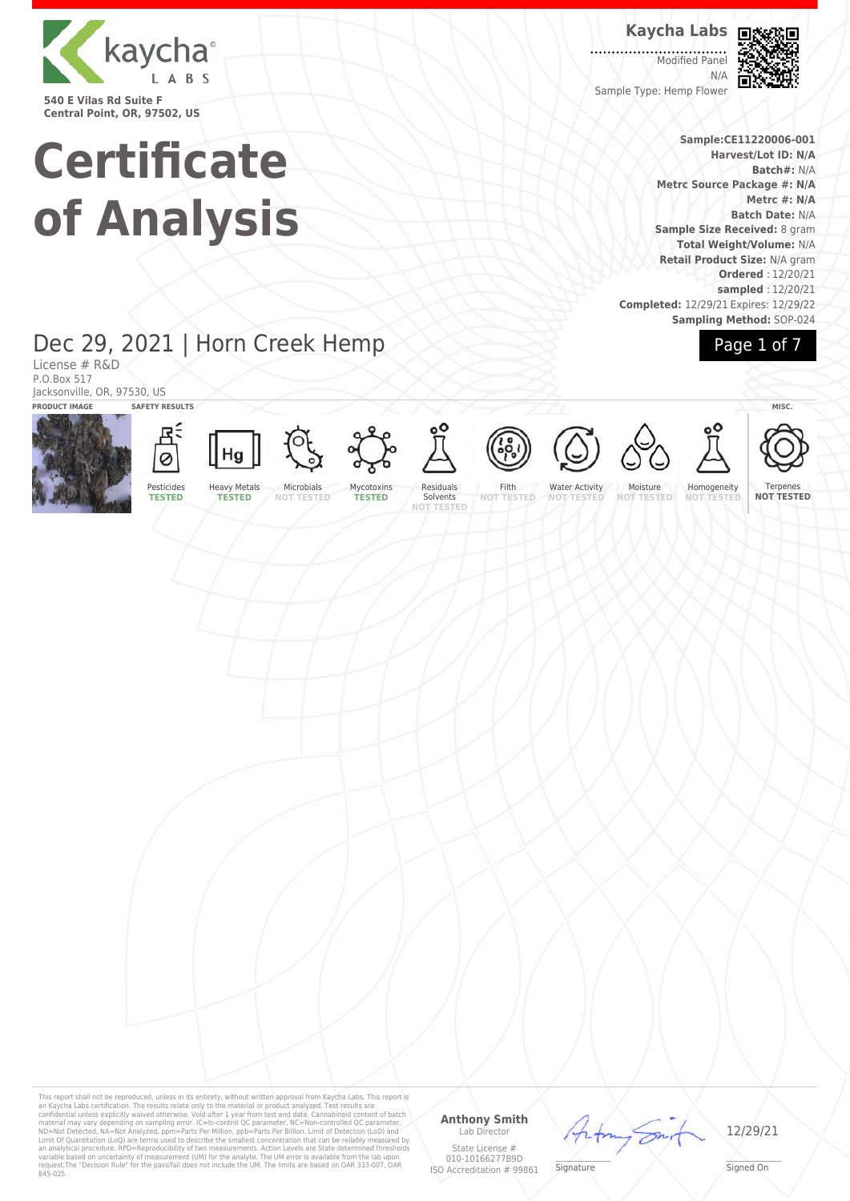kaycha LABS

540 E Vilas Rd Suite F
Central Point, OR, 97502, US

**Kaycha Labs**

Modified Panel
N/A
Sample Type: Hemp Flower

# Certificate of Analysis

**Sample:CE11220006-001**
**Harvest/Lot ID: N/A**
**Batch#:** N/A
**Metrc Source Package #: N/A**
**Metrc #: N/A**
**Batch Date:** N/A
**Sample Size Received:** 8 gram
**Total Weight/Volume:** N/A
**Retail Product Size:** N/A gram
**Ordered** : 12/20/21
**sampled** : 12/20/21
**Completed:** 12/29/21 Expires: 12/29/22
**Sampling Method:** SOP-024

## Dec 29, 2021 | Horn Creek Hemp

License # R&D
P.O.Box 517
Jacksonville, OR, 97530, US

**PRODUCT IMAGE** | **SAFETY RESULTS** | **MISC.**

| Pesticides | Heavy Metals | Microbials | Mycotoxins | Residuals Solvents | Filth | Water Activity | Moisture | Homogeneity | Terpenes |
|---|---|---|---|---|---|---|---|---|---|
| TESTED | TESTED | NOT TESTED | TESTED | NOT TESTED | NOT TESTED | NOT TESTED | NOT TESTED | NOT TESTED | NOT TESTED |

This report shall not be reproduced, unless in its entirety, without written approval from Kaycha Labs. This report is an Kaycha Labs certification. The results relate only to the material or product analyzed. Test results are confidential unless explicitly waived otherwise. Void after 1 year from test end date. Cannabinoid content of batch material may vary depending on sampling error. IC=In-control QC parameter, NC=Non-controlled QC parameter, ND=Not Detected, NA=Not Analyzed, ppm=Parts Per Million, ppb=Parts Per Billion. Limit of Detection (LoD) and Limit Of Quantitation (LoQ) are terms used to describe the smallest concentration that can be reliably measured by an analytical procedure. RPD=Reproducibility of two measurements. Action Levels are State determined thresholds variable based on uncertainty of measurement (UM) for the analyte. The UM error is available from the lab upon request.The "Decision Rule" for the pass/fail does not include the UM. The limits are based on OAR 333-007, OAR 845-025.

**Anthony Smith**
Lab Director

State License #
010-10166277B9D
ISO Accreditation # 99861

Signature

12/29/21
Signed On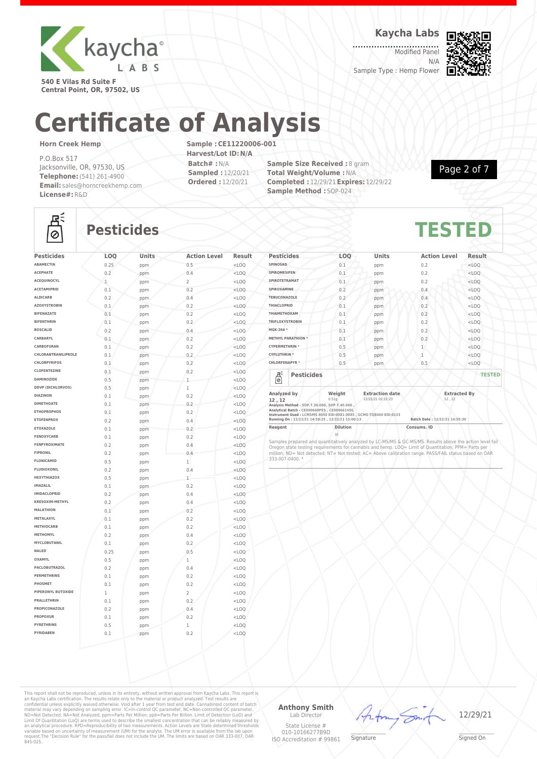**540 E Vilas Rd Suite F**
**Central Point, OR, 97502, US**

**Kaycha Labs**

Modified Panel
N/A
Sample Type : Hemp Flower

# Certificate of Analysis

**Horn Creek Hemp**

P.O.Box 517
Jacksonville, OR, 97530, US
**Telephone:** (541) 261-4900
**Email:** sales@horncreekhemp.com
**License#:** R&D

**Sample : CE11220006-001**
**Harvest/Lot ID: N/A**
**Batch# :** N/A
**Sampled :** 12/20/21
**Ordered :** 12/20/21

**Sample Size Received :** 8 gram
**Total Weight/Volume :** N/A
**Completed :** 12/29/21 **Expires:** 12/29/22
**Sample Method :** SOP-024

## Pesticides

**TESTED**

| Pesticides | LOQ | Units | Action Level | Result |
|---|---|---|---|---|
| ABAMECTIN | 0.25 | ppm | 0.5 | <LOQ |
| ACEPHATE | 0.2 | ppm | 0.4 | <LOQ |
| ACEQUINOCYL | 1 | ppm | 2 | <LOQ |
| ACETAMIPRID | 0.1 | ppm | 0.2 | <LOQ |
| ALDICARB | 0.2 | ppm | 0.4 | <LOQ |
| AZOXYSTROBIN | 0.1 | ppm | 0.2 | <LOQ |
| BIFENAZATE | 0.1 | ppm | 0.2 | <LOQ |
| BIFENTHRIN | 0.1 | ppm | 0.2 | <LOQ |
| BOSCALID | 0.2 | ppm | 0.4 | <LOQ |
| CARBARYL | 0.1 | ppm | 0.2 | <LOQ |
| CARBOFURAN | 0.1 | ppm | 0.2 | <LOQ |
| CHLORANTRANILIPROLE | 0.1 | ppm | 0.2 | <LOQ |
| CHLORPYRIFOS | 0.1 | ppm | 0.2 | <LOQ |
| CLOFENTEZINE | 0.1 | ppm | 0.2 | <LOQ |
| DAMINOZIDE | 0.5 | ppm | 1 | <LOQ |
| DDVP (DICHLORVOS) | 0.5 | ppm | 1 | <LOQ |
| DIAZINON | 0.1 | ppm | 0.2 | <LOQ |
| DIMETHOATE | 0.1 | ppm | 0.2 | <LOQ |
| ETHOPROPHOS | 0.1 | ppm | 0.2 | <LOQ |
| ETOFENPROX | 0.2 | ppm | 0.4 | <LOQ |
| ETOXAZOLE | 0.1 | ppm | 0.2 | <LOQ |
| FENOXYCARB | 0.1 | ppm | 0.2 | <LOQ |
| FENPYROXIMATE | 0.2 | ppm | 0.4 | <LOQ |
| FIPRONIL | 0.2 | ppm | 0.4 | <LOQ |
| FLONICAMID | 0.5 | ppm | 1 | <LOQ |
| FLUDIOXONIL | 0.2 | ppm | 0.4 | <LOQ |
| HEXYTHIAZOX | 0.5 | ppm | 1 | <LOQ |
| IMAZALIL | 0.1 | ppm | 0.2 | <LOQ |
| IMIDACLOPRID | 0.2 | ppm | 0.4 | <LOQ |
| KRESOXIM-METHYL | 0.2 | ppm | 0.4 | <LOQ |
| MALATHION | 0.1 | ppm | 0.2 | <LOQ |
| METALAXYL | 0.1 | ppm | 0.2 | <LOQ |
| METHIOCARB | 0.1 | ppm | 0.2 | <LOQ |
| METHOMYL | 0.2 | ppm | 0.4 | <LOQ |
| MYCLOBUTANIL | 0.1 | ppm | 0.2 | <LOQ |
| NALED | 0.25 | ppm | 0.5 | <LOQ |
| OXAMYL | 0.5 | ppm | 1 | <LOQ |
| PACLOBUTRAZOL | 0.2 | ppm | 0.4 | <LOQ |
| PERMETHRINS | 0.1 | ppm | 0.2 | <LOQ |
| PHOSMET | 0.1 | ppm | 0.2 | <LOQ |
| PIPERONYL BUTOXIDE | 1 | ppm | 2 | <LOQ |
| PRALLETHRIN | 0.1 | ppm | 0.2 | <LOQ |
| PROPICONAZOLE | 0.2 | ppm | 0.4 | <LOQ |
| PROPOXUR | 0.1 | ppm | 0.2 | <LOQ |
| PYRETHRINS | 0.5 | ppm | 1 | <LOQ |
| PYRIDABEN | 0.1 | ppm | 0.2 | <LOQ |
| SPINOSAD | 0.1 | ppm | 0.2 | <LOQ |
| SPIROMESIFEN | 0.1 | ppm | 0.2 | <LOQ |
| SPIROTETRAMAT | 0.1 | ppm | 0.2 | <LOQ |
| SPIROXAMINE | 0.2 | ppm | 0.4 | <LOQ |
| TEBUCONAZOLE | 0.2 | ppm | 0.4 | <LOQ |
| THIACLOPRID | 0.1 | ppm | 0.2 | <LOQ |
| THIAMETHOXAM | 0.1 | ppm | 0.2 | <LOQ |
| TRIFLOXYSTROBIN | 0.1 | ppm | 0.2 | <LOQ |
| MGK-264 * | 0.1 | ppm | 0.2 | <LOQ |
| METHYL PARATHION * | 0.1 | ppm | 0.2 | <LOQ |
| CYPERMETHRIN * | 0.5 | ppm | 1 | <LOQ |
| CYFLUTHRIN * | 0.5 | ppm | 1 | <LOQ |
| CHLORFENAPYR * | 0.5 | ppm | 0.5 | <LOQ |

### Pesticides

**TESTED**

| Analyzed by | Weight | Extraction date | Extracted By |
|---|---|---|---|
| 12 , 12 | 0.51g | 12/22/21 02:12:23 | 12 , 12 |

**Analysis Method -** SOP.T.30.060, SOP.T.40.060 ,
**Analytical Batch -** CE000660PES , CE000661VOL
**Instrument Used :** LCMSMS 8050 EID:0081-0085 , GCMS-TQ8040 EID:0133
**Running On :** 12/22/21 14:58:25 , 12/22/21 15:00:13
**Batch Date :** 12/22/21 14:55:30

| Reagent | Dilution | Consums. ID |
|---|---|---|
| | 10 | |

Samples prepared and quantitatively analyzed by LC-MS/MS & GC-MS/MS. Results above the action level fail Oregon state testing requirements for cannabis and hemp. LOQ= Limit of Quantitation; PPM= Parts per million; ND= Not detected; NT= Not tested; AC= Above calibration range. PASS/FAIL status based on OAR 333-007-0400. *

This report shall not be reproduced, unless in its entirety, without written approval from Kaycha Labs. This report is an Kaycha Labs certification. The results relate only to the material or product analyzed. Test results are confidential unless explicitly waived otherwise. Void after 1 year from test end date. Cannabinoid content of batch material may vary depending on sampling error. IC=In-control QC parameter, NC=Non-controlled QC parameter, ND=Not Detected, NA=Not Analyzed, ppm=Parts Per Million, ppb=Parts Per Billion. Limit of Detection (LoD) and Limit Of Quantitation (LoQ) are terms used to describe the smallest concentration that can be reliably measured by an analytical procedure. RPD=Reproducibility of two measurements. Action Levels are State determined thresholds variable based on uncertainty of measurement (UM) for the analyte. The UM error is available from the lab upon request.The "Decision Rule" for the pass/fail does not include the UM. The limits are based on OAR 333-007, OAR 845-025.

**Anthony Smith**
Lab Director

State License #
010-10166277B9D
ISO Accreditation # 99861

Signature

12/29/21
Signed On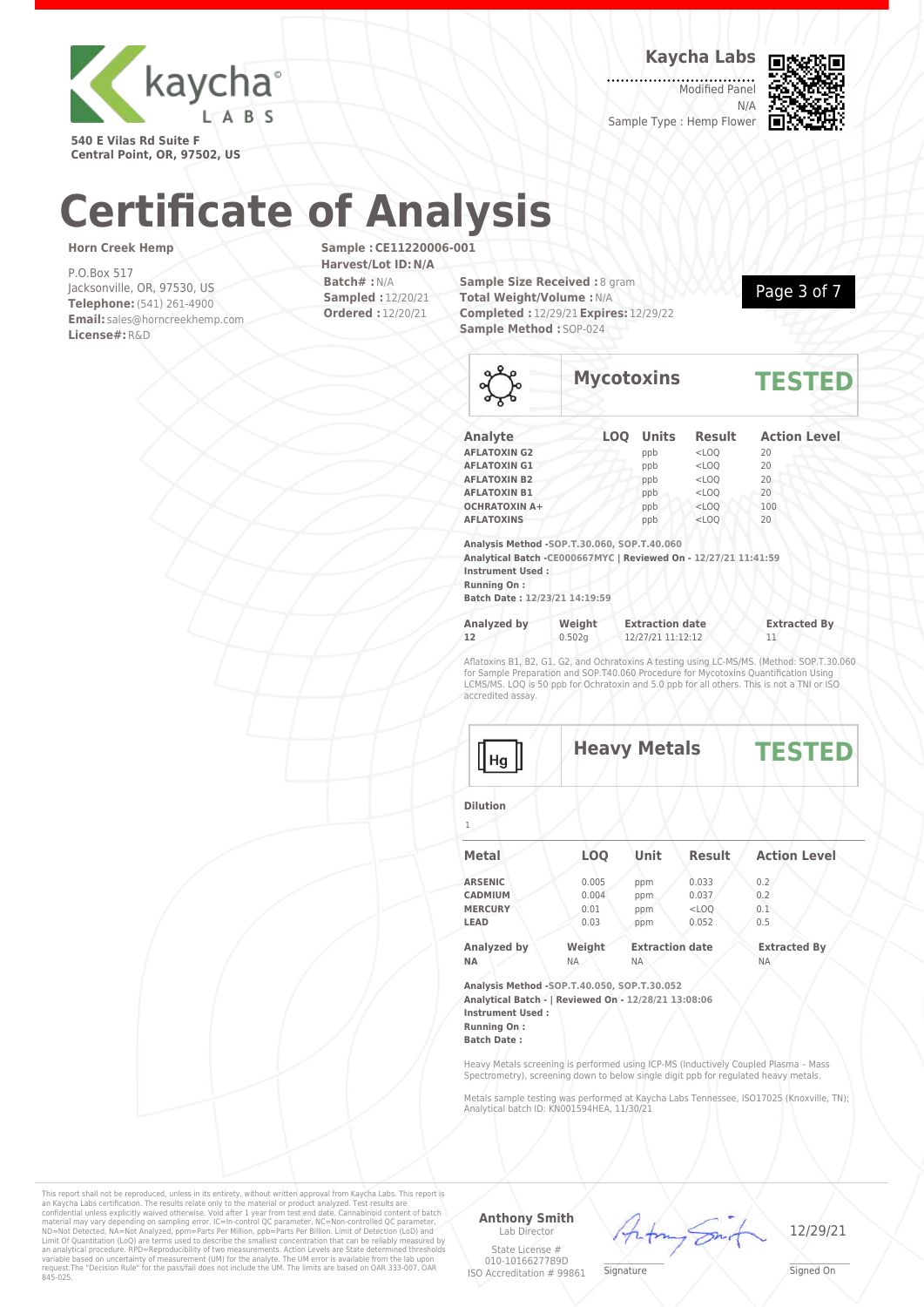kaycha LABS

540 E Vilas Rd Suite F
Central Point, OR, 97502, US

**Kaycha Labs**

Modified Panel
N/A
Sample Type : Hemp Flower

# Certificate of Analysis

**Horn Creek Hemp**

P.O.Box 517
Jacksonville, OR, 97530, US
**Telephone:** (541) 261-4900
**Email:** sales@horncreekhemp.com
**License#:** R&D

**Sample : CE11220006-001**
**Harvest/Lot ID: N/A**
**Batch# :** N/A
**Sampled :** 12/20/21
**Ordered :** 12/20/21

**Sample Size Received :** 8 gram
**Total Weight/Volume :** N/A
**Completed :** 12/29/21 **Expires:** 12/29/22
**Sample Method :** SOP-024

## Mycotoxins — TESTED

| Analyte | LOQ | Units | Result | Action Level |
|---|---|---|---|---|
| AFLATOXIN G2 | | ppb | <LOQ | 20 |
| AFLATOXIN G1 | | ppb | <LOQ | 20 |
| AFLATOXIN B2 | | ppb | <LOQ | 20 |
| AFLATOXIN B1 | | ppb | <LOQ | 20 |
| OCHRATOXIN A+ | | ppb | <LOQ | 100 |
| AFLATOXINS | | ppb | <LOQ | 20 |

**Analysis Method -SOP.T.30.060, SOP.T.40.060**
**Analytical Batch -CE000667MYC | Reviewed On - 12/27/21 11:41:59**
**Instrument Used :**
**Running On :**
**Batch Date : 12/23/21 14:19:59**

| Analyzed by | Weight | Extraction date | Extracted By |
|---|---|---|---|
| 12 | 0.502g | 12/27/21 11:12:12 | 11 |

Aflatoxins B1, B2, G1, G2, and Ochratoxins A testing using LC-MS/MS. (Method: SOP.T.30.060 for Sample Preparation and SOP.T40.060 Procedure for Mycotoxins Quantification Using LCMS/MS. LOQ is 50 ppb for Ochratoxin and 5.0 ppb for all others. This is not a TNI or ISO accredited assay.

## Heavy Metals — TESTED

**Dilution**
1

| Metal | LOQ | Unit | Result | Action Level |
|---|---|---|---|---|
| ARSENIC | 0.005 | ppm | 0.033 | 0.2 |
| CADMIUM | 0.004 | ppm | 0.037 | 0.2 |
| MERCURY | 0.01 | ppm | <LOQ | 0.1 |
| LEAD | 0.03 | ppm | 0.052 | 0.5 |

| Analyzed by | Weight | Extraction date | Extracted By |
|---|---|---|---|
| NA | NA | NA | NA |

**Analysis Method -SOP.T.40.050, SOP.T.30.052**
**Analytical Batch - | Reviewed On - 12/28/21 13:08:06**
**Instrument Used :**
**Running On :**
**Batch Date :**

Heavy Metals screening is performed using ICP-MS (Inductively Coupled Plasma - Mass Spectrometry), screening down to below single digit ppb for regulated heavy metals.

Metals sample testing was performed at Kaycha Labs Tennessee, ISO17025 (Knoxville, TN); Analytical batch ID: KN001594HEA, 11/30/21

This report shall not be reproduced, unless in its entirety, without written approval from Kaycha Labs. This report is an Kaycha Labs certification. The results relate only to the material or product analyzed. Test results are confidential unless explicitly waived otherwise. Void after 1 year from test end date. Cannabinoid content of batch material may vary depending on sampling error. IC=In-control QC parameter, NC=Non-controlled QC parameter, ND=Not Detected, NA=Not Analyzed, ppm=Parts Per Million, ppb=Parts Per Billion. Limit of Detection (LoD) and Limit Of Quantitation (LoQ) are terms used to describe the smallest concentration that can be reliably measured by an analytical procedure. RPD=Reproducibility of two measurements. Action Levels are State determined thresholds variable based on uncertainty of measurement (UM) for the analyte. The UM error is available from the lab upon request.The "Decision Rule" for the pass/fail does not include the UM. The limits are based on OAR 333-007, OAR 845-025.

**Anthony Smith**
Lab Director

State License #
010-10166277B9D
ISO Accreditation # 99861

Signature

12/29/21
Signed On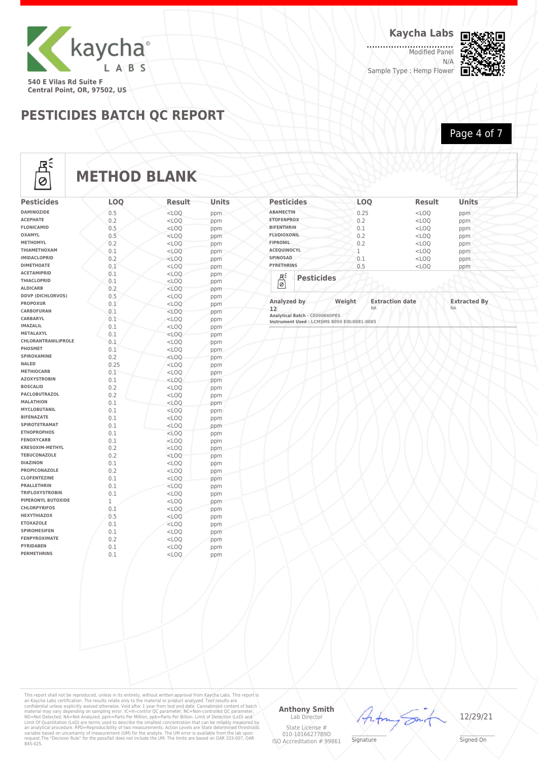Kaycha Labs

540 E Vilas Rd Suite F
Central Point, OR, 97502, US

**Kaycha Labs**

Modified Panel
N/A
Sample Type : Hemp Flower

# PESTICIDES BATCH QC REPORT

## METHOD BLANK

| Pesticides | LOQ | Result | Units |
|---|---|---|---|
| DAMINOZIDE | 0.5 | <LOQ | ppm |
| ACEPHATE | 0.2 | <LOQ | ppm |
| FLONICAMID | 0.5 | <LOQ | ppm |
| OXAMYL | 0.5 | <LOQ | ppm |
| METHOMYL | 0.2 | <LOQ | ppm |
| THIAMETHOXAM | 0.1 | <LOQ | ppm |
| IMIDACLOPRID | 0.2 | <LOQ | ppm |
| DIMETHOATE | 0.1 | <LOQ | ppm |
| ACETAMIPRID | 0.1 | <LOQ | ppm |
| THIACLOPRID | 0.1 | <LOQ | ppm |
| ALDICARB | 0.2 | <LOQ | ppm |
| DDVP (DICHLORVOS) | 0.5 | <LOQ | ppm |
| PROPOXUR | 0.1 | <LOQ | ppm |
| CARBOFURAN | 0.1 | <LOQ | ppm |
| CARBARYL | 0.1 | <LOQ | ppm |
| IMAZALIL | 0.1 | <LOQ | ppm |
| METALAXYL | 0.1 | <LOQ | ppm |
| CHLORANTRANILIPROLE | 0.1 | <LOQ | ppm |
| PHOSMET | 0.1 | <LOQ | ppm |
| SPIROXAMINE | 0.2 | <LOQ | ppm |
| NALED | 0.25 | <LOQ | ppm |
| METHIOCARB | 0.1 | <LOQ | ppm |
| AZOXYSTROBIN | 0.1 | <LOQ | ppm |
| BOSCALID | 0.2 | <LOQ | ppm |
| PACLOBUTRAZOL | 0.2 | <LOQ | ppm |
| MALATHION | 0.1 | <LOQ | ppm |
| MYCLOBUTANIL | 0.1 | <LOQ | ppm |
| BIFENAZATE | 0.1 | <LOQ | ppm |
| SPIROTETRAMAT | 0.1 | <LOQ | ppm |
| ETHOPROPHOS | 0.1 | <LOQ | ppm |
| FENOXYCARB | 0.1 | <LOQ | ppm |
| KRESOXIM-METHYL | 0.2 | <LOQ | ppm |
| TEBUCONAZOLE | 0.2 | <LOQ | ppm |
| DIAZINON | 0.1 | <LOQ | ppm |
| PROPICONAZOLE | 0.2 | <LOQ | ppm |
| CLOFENTEZINE | 0.1 | <LOQ | ppm |
| PRALLETHRIN | 0.1 | <LOQ | ppm |
| TRIFLOXYSTROBIN | 0.1 | <LOQ | ppm |
| PIPERONYL BUTOXIDE | 1 | <LOQ | ppm |
| CHLORPYRIFOS | 0.1 | <LOQ | ppm |
| HEXYTHIAZOX | 0.5 | <LOQ | ppm |
| ETOXAZOLE | 0.1 | <LOQ | ppm |
| SPIROMESIFEN | 0.1 | <LOQ | ppm |
| FENPYROXIMATE | 0.2 | <LOQ | ppm |
| PYRIDABEN | 0.1 | <LOQ | ppm |
| PERMETHRINS | 0.1 | <LOQ | ppm |
| ABAMECTIN | 0.25 | <LOQ | ppm |
| ETOFENPROX | 0.2 | <LOQ | ppm |
| BIFENTHRIN | 0.1 | <LOQ | ppm |
| FLUDIOXONIL | 0.2 | <LOQ | ppm |
| FIPRONIL | 0.2 | <LOQ | ppm |
| ACEQUINOCYL | 1 | <LOQ | ppm |
| SPINOSAD | 0.1 | <LOQ | ppm |
| PYRETHRINS | 0.5 | <LOQ | ppm |

### Pesticides

| Analyzed by | Weight | Extraction date | Extracted By |
|---|---|---|---|
| 12 | | NA | NA |

Analytical Batch - CE000660PES
Instrument Used : LCMSMS 8050 EID:0081-0085

This report shall not be reproduced, unless in its entirety, without written approval from Kaycha Labs. This report is an Kaycha Labs certification. The results relate only to the material or product analyzed. Test results are confidential unless explicitly waived otherwise. Void after 1 year from test end date. Cannabinoid content of batch material may vary depending on sampling error. IC=In-control QC parameter, NC=Non-controlled QC parameter, ND=Not Detected, NA=Not Analyzed, ppm=Parts Per Million, ppb=Parts Per Billion. Limit of Detection (LoD) and Limit Of Quantitation (LoQ) are terms used to describe the smallest concentration that can be reliably measured by an analytical procedure. RPD=Reproducibility of two measurements. Action Levels are State determined thresholds variable based on uncertainty of measurement (UM) for the analyte. The UM error is available from the lab upon request.The "Decision Rule" for the pass/fail does not include the UM. The limits are based on OAR 333-007, OAR 845-025.

**Anthony Smith**
Lab Director

State License # 010-10166277B9D
ISO Accreditation # 99861

Signature

12/29/21
Signed On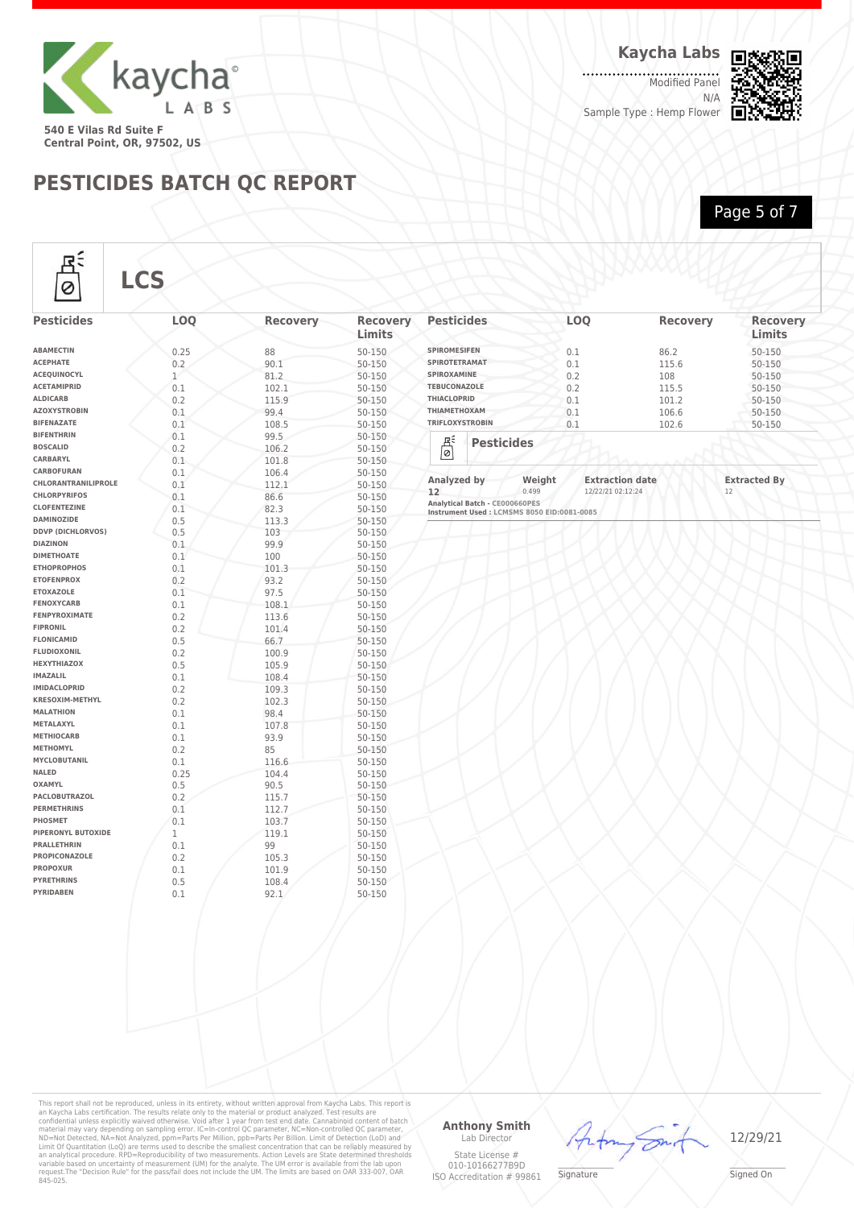Kaycha Labs

540 E Vilas Rd Suite F
Central Point, OR, 97502, US

**Kaycha Labs**

Modified Panel
N/A
Sample Type : Hemp Flower

# PESTICIDES BATCH QC REPORT

## LCS

| Pesticides | LOQ | Recovery | Recovery Limits |
|---|---|---|---|
| ABAMECTIN | 0.25 | 88 | 50-150 |
| ACEPHATE | 0.2 | 90.1 | 50-150 |
| ACEQUINOCYL | 1 | 81.2 | 50-150 |
| ACETAMIPRID | 0.1 | 102.1 | 50-150 |
| ALDICARB | 0.2 | 115.9 | 50-150 |
| AZOXYSTROBIN | 0.1 | 99.4 | 50-150 |
| BIFENAZATE | 0.1 | 108.5 | 50-150 |
| BIFENTHRIN | 0.1 | 99.5 | 50-150 |
| BOSCALID | 0.2 | 106.2 | 50-150 |
| CARBARYL | 0.1 | 101.8 | 50-150 |
| CARBOFURAN | 0.1 | 106.4 | 50-150 |
| CHLORANTRANILIPROLE | 0.1 | 112.1 | 50-150 |
| CHLORPYRIFOS | 0.1 | 86.6 | 50-150 |
| CLOFENTEZINE | 0.1 | 82.3 | 50-150 |
| DAMINOZIDE | 0.5 | 113.3 | 50-150 |
| DDVP (DICHLORVOS) | 0.5 | 103 | 50-150 |
| DIAZINON | 0.1 | 99.9 | 50-150 |
| DIMETHOATE | 0.1 | 100 | 50-150 |
| ETHOPROPHOS | 0.1 | 101.3 | 50-150 |
| ETOFENPROX | 0.2 | 93.2 | 50-150 |
| ETOXAZOLE | 0.1 | 97.5 | 50-150 |
| FENOXYCARB | 0.1 | 108.1 | 50-150 |
| FENPYROXIMATE | 0.2 | 113.6 | 50-150 |
| FIPRONIL | 0.2 | 101.4 | 50-150 |
| FLONICAMID | 0.5 | 66.7 | 50-150 |
| FLUDIOXONIL | 0.2 | 100.9 | 50-150 |
| HEXYTHIAZOX | 0.5 | 105.9 | 50-150 |
| IMAZALIL | 0.1 | 108.4 | 50-150 |
| IMIDACLOPRID | 0.2 | 109.3 | 50-150 |
| KRESOXIM-METHYL | 0.2 | 102.3 | 50-150 |
| MALATHION | 0.1 | 98.4 | 50-150 |
| METALAXYL | 0.1 | 107.8 | 50-150 |
| METHIOCARB | 0.1 | 93.9 | 50-150 |
| METHOMYL | 0.2 | 85 | 50-150 |
| MYCLOBUTANIL | 0.1 | 116.6 | 50-150 |
| NALED | 0.25 | 104.4 | 50-150 |
| OXAMYL | 0.5 | 90.5 | 50-150 |
| PACLOBUTRAZOL | 0.2 | 115.7 | 50-150 |
| PERMETHRINS | 0.1 | 112.7 | 50-150 |
| PHOSMET | 0.1 | 103.7 | 50-150 |
| PIPERONYL BUTOXIDE | 1 | 119.1 | 50-150 |
| PRALLETHRIN | 0.1 | 99 | 50-150 |
| PROPICONAZOLE | 0.2 | 105.3 | 50-150 |
| PROPOXUR | 0.1 | 101.9 | 50-150 |
| PYRETHRINS | 0.5 | 108.4 | 50-150 |
| PYRIDABEN | 0.1 | 92.1 | 50-150 |
| SPIROMESIFEN | 0.1 | 86.2 | 50-150 |
| SPIROTETRAMAT | 0.1 | 115.6 | 50-150 |
| SPIROXAMINE | 0.2 | 108 | 50-150 |
| TEBUCONAZOLE | 0.2 | 115.5 | 50-150 |
| THIACLOPRID | 0.1 | 101.2 | 50-150 |
| THIAMETHOXAM | 0.1 | 106.6 | 50-150 |
| TRIFLOXYSTROBIN | 0.1 | 102.6 | 50-150 |

### Pesticides

| Analyzed by | Weight | Extraction date | Extracted By |
|---|---|---|---|
| 12 | 0.499 | 12/22/21 02:12:24 | 12 |

Analytical Batch - CE000660PES
Instrument Used : LCSMS 8050 EID:0081-0085

This report shall not be reproduced, unless in its entirety, without written approval from Kaycha Labs. This report is an Kaycha Labs certification. The results relate only to the material or product analyzed. Test results are confidential unless explicitly waived otherwise. Void after 1 year from test end date. Cannabinoid content of batch material may vary depending on sampling error. IC=In-control QC parameter, NC=Non-controlled QC parameter, ND=Not Detected, NA=Not Analyzed, ppm=Parts Per Million, ppb=Parts Per Billion. Limit of Detection (LoD) and Limit Of Quantitation (LoQ) are terms used to describe the smallest concentration that can be reliably measured by an analytical procedure. RPD=Reproducibility of two measurements. Action Levels are State determined thresholds variable based on uncertainty of measurement (UM) for the analyte. The UM error is available from the lab upon request.The "Decision Rule" for the pass/fail does not include the UM. The limits are based on OAR 333-007, OAR 845-025.

**Anthony Smith**
Lab Director

State License #
010-10166277B9D
ISO Accreditation # 99861

Signature

12/29/21
Signed On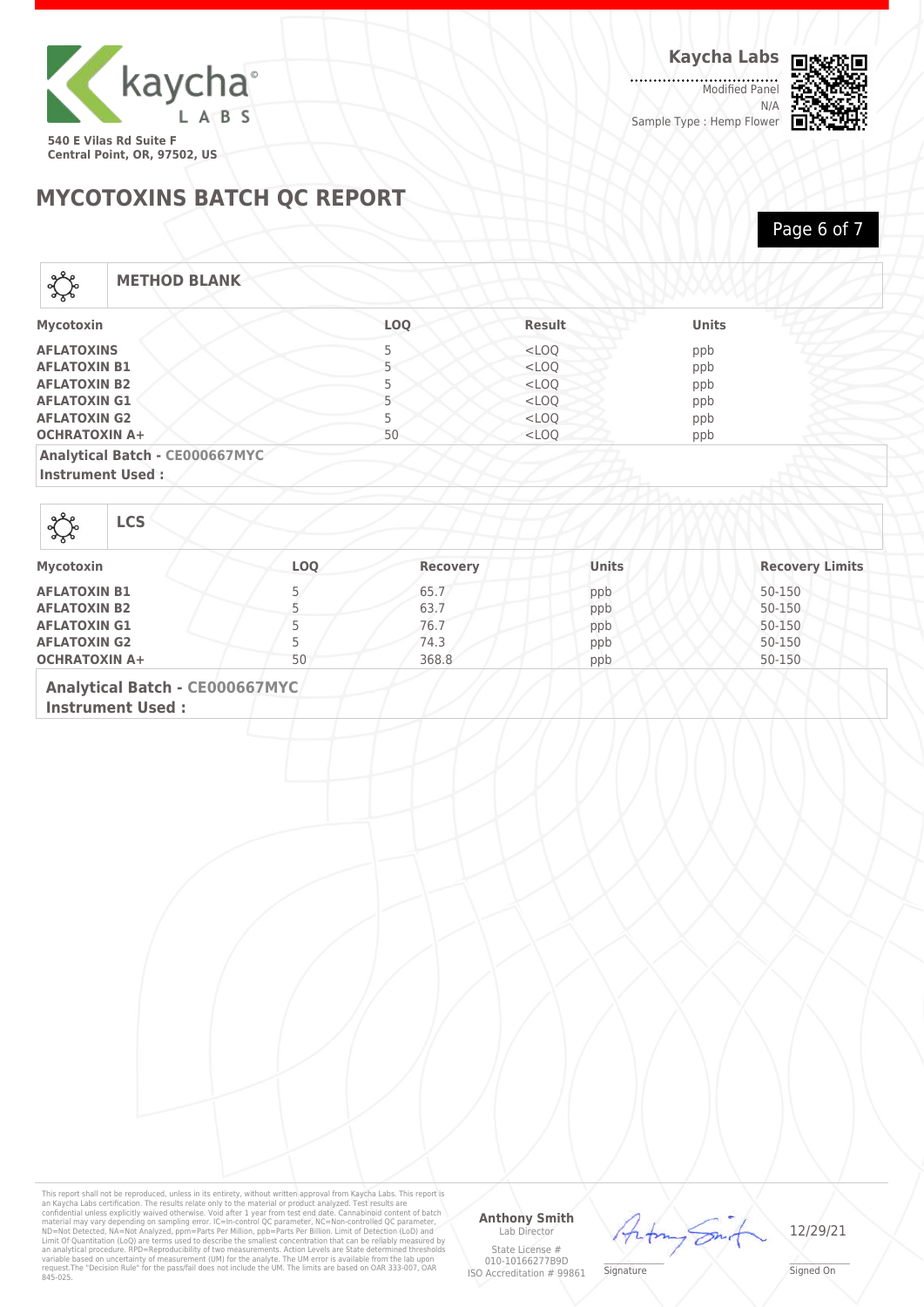Kaycha Labs

540 E Vilas Rd Suite F
Central Point, OR, 97502, US

**Kaycha Labs**
Modified Panel
N/A
Sample Type : Hemp Flower

# MYCOTOXINS BATCH QC REPORT

## METHOD BLANK

| Mycotoxin | LOQ | Result | Units |
|---|---|---|---|
| **AFLATOXINS** | 5 | <LOQ | ppb |
| **AFLATOXIN B1** | 5 | <LOQ | ppb |
| **AFLATOXIN B2** | 5 | <LOQ | ppb |
| **AFLATOXIN G1** | 5 | <LOQ | ppb |
| **AFLATOXIN G2** | 5 | <LOQ | ppb |
| **OCHRATOXIN A+** | 50 | <LOQ | ppb |

**Analytical Batch - CE000667MYC**
**Instrument Used :**

## LCS

| Mycotoxin | LOQ | Recovery | Units | Recovery Limits |
|---|---|---|---|---|
| **AFLATOXIN B1** | 5 | 65.7 | ppb | 50-150 |
| **AFLATOXIN B2** | 5 | 63.7 | ppb | 50-150 |
| **AFLATOXIN G1** | 5 | 76.7 | ppb | 50-150 |
| **AFLATOXIN G2** | 5 | 74.3 | ppb | 50-150 |
| **OCHRATOXIN A+** | 50 | 368.8 | ppb | 50-150 |

**Analytical Batch - CE000667MYC**
**Instrument Used :**

This report shall not be reproduced, unless in its entirety, without written approval from Kaycha Labs. This report is an Kaycha Labs certification. The results relate only to the material or product analyzed. Test results are confidential unless explicitly waived otherwise. Void after 1 year from test end date. Cannabinoid content of batch material may vary depending on sampling error. IC=In-control QC parameter, NC=Non-controlled QC parameter, ND=Not Detected, NA=Not Analyzed, ppm=Parts Per Million, ppb=Parts Per Billion. Limit of Detection (LoD) and Limit Of Quantitation (LoQ) are terms used to describe the smallest concentration that can be reliably measured by an analytical procedure. RPD=Reproducibility of two measurements. Action Levels are State determined thresholds variable based on uncertainty of measurement (UM) for the analyte. The UM error is available from the lab upon request.The "Decision Rule" for the pass/fail does not include the UM. The limits are based on OAR 333-007, OAR 845-025.

**Anthony Smith**
Lab Director
State License # 010-10166277B9D
ISO Accreditation # 99861

Signature

12/29/21
Signed On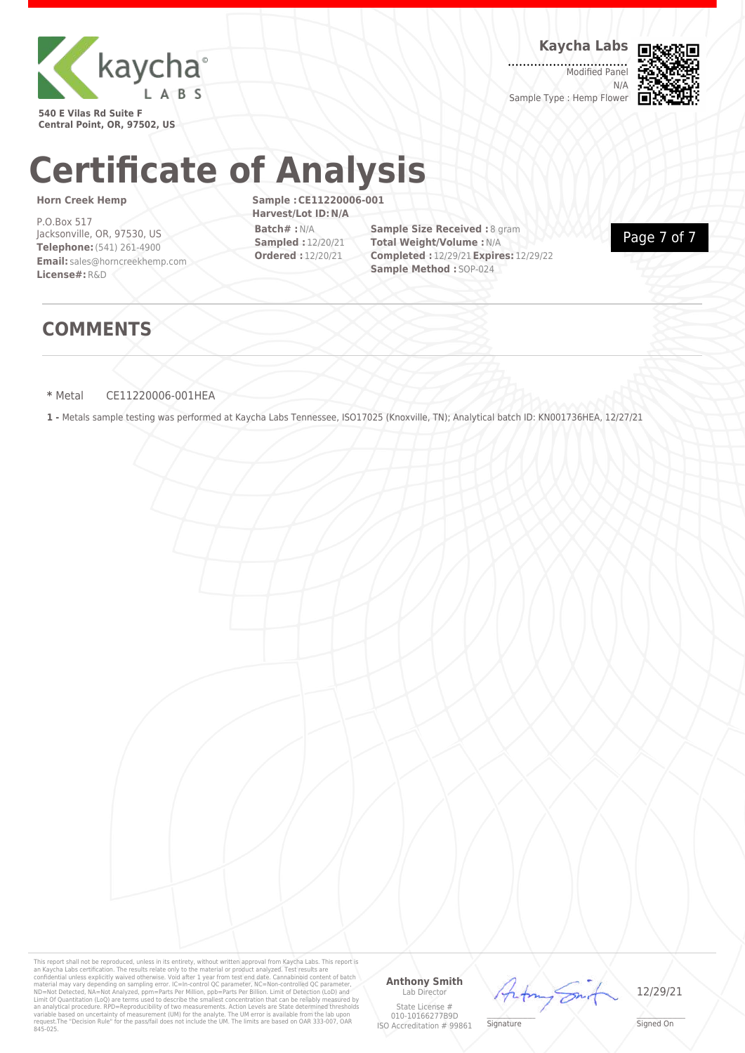Kaycha Labs

540 E Vilas Rd Suite F
Central Point, OR, 97502, US

**Kaycha Labs**

Modified Panel
N/A
Sample Type : Hemp Flower

# Certificate of Analysis

**Horn Creek Hemp**

P.O.Box 517
Jacksonville, OR, 97530, US
**Telephone:** (541) 261-4900
**Email:** sales@horncreekhemp.com
**License#:** R&D

**Sample : CE11220006-001**
**Harvest/Lot ID: N/A**
**Batch# :** N/A
**Sampled :** 12/20/21
**Ordered :** 12/20/21

**Sample Size Received :** 8 gram
**Total Weight/Volume :** N/A
**Completed :** 12/29/21 **Expires:** 12/29/22
**Sample Method :** SOP-024

## COMMENTS

* Metal CE11220006-001HEA

**1 -** Metals sample testing was performed at Kaycha Labs Tennessee, ISO17025 (Knoxville, TN); Analytical batch ID: KN001736HEA, 12/27/21

This report shall not be reproduced, unless in its entirety, without written approval from Kaycha Labs. This report is an Kaycha Labs certification. The results relate only to the material or product analyzed. Test results are confidential unless explicitly waived otherwise. Void after 1 year from test end date. Cannabinoid content of batch material may vary depending on sampling error. IC=In-control QC parameter, NC=Non-controlled QC parameter, ND=Not Detected, NA=Not Analyzed, ppm=Parts Per Million, ppb=Parts Per Billion. Limit of Detection (LoD) and Limit Of Quantitation (LoQ) are terms used to describe the smallest concentration that can be reliably measured by an analytical procedure. RPD=Reproducibility of two measurements. Action Levels are State determined thresholds variable based on uncertainty of measurement (UM) for the analyte. The UM error is available from the lab upon request.The "Decision Rule" for the pass/fail does not include the UM. The limits are based on OAR 333-007, OAR 845-025.

**Anthony Smith**
Lab Director

State License #
010-10166277B9D
ISO Accreditation # 99861

Signature

12/29/21

Signed On